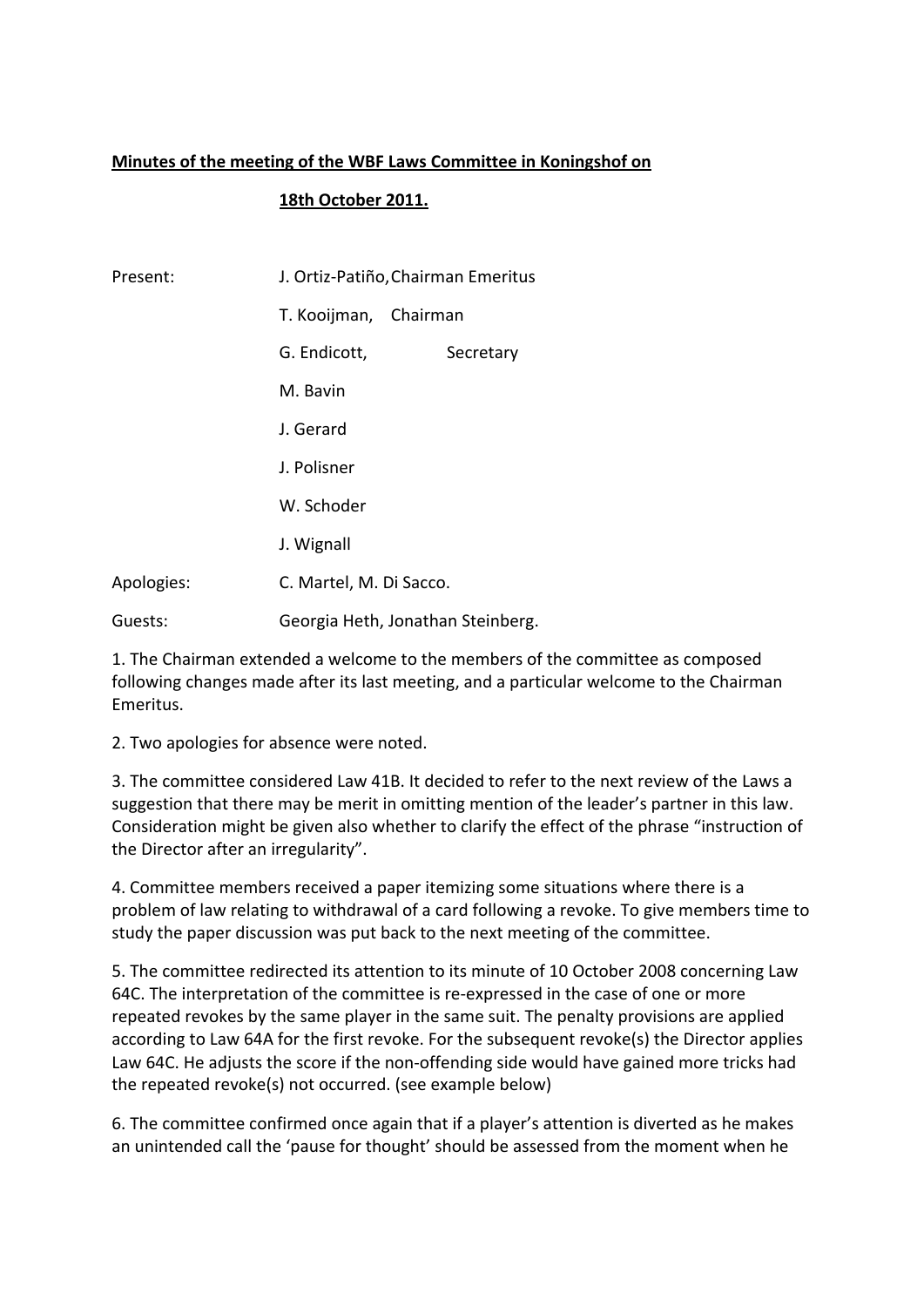**Minutes of the meeting of the WBF Laws Committee in Koningshof on 18th October 2011.**

| | |
|---|---|
| Present: | J. Ortiz-Patiño, Chairman Emeritus |
| | T. Kooijman, Chairman |
| | G. Endicott, Secretary |
| | M. Bavin |
| | J. Gerard |
| | J. Polisner |
| | W. Schoder |
| | J. Wignall |
| Apologies: | C. Martel, M. Di Sacco. |
| Guests: | Georgia Heth, Jonathan Steinberg. |

1. The Chairman extended a welcome to the members of the committee as composed following changes made after its last meeting, and a particular welcome to the Chairman Emeritus.

2. Two apologies for absence were noted.

3. The committee considered Law 41B. It decided to refer to the next review of the Laws a suggestion that there may be merit in omitting mention of the leader's partner in this law. Consideration might be given also whether to clarify the effect of the phrase "instruction of the Director after an irregularity".

4. Committee members received a paper itemizing some situations where there is a problem of law relating to withdrawal of a card following a revoke. To give members time to study the paper discussion was put back to the next meeting of the committee.

5. The committee redirected its attention to its minute of 10 October 2008 concerning Law 64C. The interpretation of the committee is re-expressed in the case of one or more repeated revokes by the same player in the same suit. The penalty provisions are applied according to Law 64A for the first revoke. For the subsequent revoke(s) the Director applies Law 64C. He adjusts the score if the non-offending side would have gained more tricks had the repeated revoke(s) not occurred. (see example below)

6. The committee confirmed once again that if a player's attention is diverted as he makes an unintended call the 'pause for thought' should be assessed from the moment when he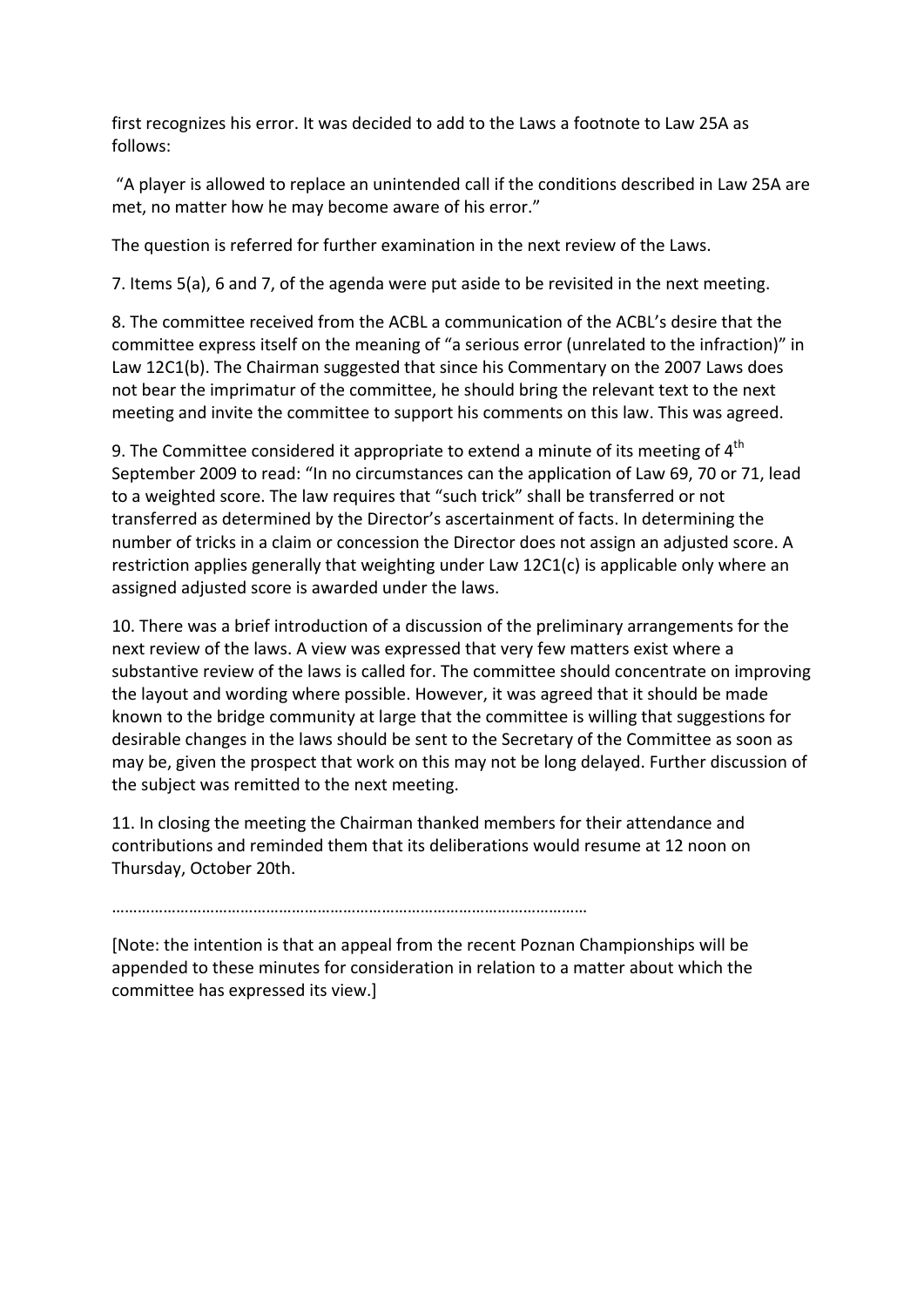first recognizes his error. It was decided to add to the Laws a footnote to Law 25A as follows:

"A player is allowed to replace an unintended call if the conditions described in Law 25A are met, no matter how he may become aware of his error."

The question is referred for further examination in the next review of the Laws.

7. Items 5(a), 6 and 7, of the agenda were put aside to be revisited in the next meeting.

8. The committee received from the ACBL a communication of the ACBL's desire that the committee express itself on the meaning of "a serious error (unrelated to the infraction)" in Law 12C1(b). The Chairman suggested that since his Commentary on the 2007 Laws does not bear the imprimatur of the committee, he should bring the relevant text to the next meeting and invite the committee to support his comments on this law. This was agreed.

9. The Committee considered it appropriate to extend a minute of its meeting of 4th September 2009 to read: "In no circumstances can the application of Law 69, 70 or 71, lead to a weighted score. The law requires that "such trick" shall be transferred or not transferred as determined by the Director's ascertainment of facts. In determining the number of tricks in a claim or concession the Director does not assign an adjusted score. A restriction applies generally that weighting under Law 12C1(c) is applicable only where an assigned adjusted score is awarded under the laws.

10. There was a brief introduction of a discussion of the preliminary arrangements for the next review of the laws. A view was expressed that very few matters exist where a substantive review of the laws is called for. The committee should concentrate on improving the layout and wording where possible. However, it was agreed that it should be made known to the bridge community at large that the committee is willing that suggestions for desirable changes in the laws should be sent to the Secretary of the Committee as soon as may be, given the prospect that work on this may not be long delayed. Further discussion of the subject was remitted to the next meeting.

11. In closing the meeting the Chairman thanked members for their attendance and contributions and reminded them that its deliberations would resume at 12 noon on Thursday, October 20th.

……………………………………………………………………………………………

[Note: the intention is that an appeal from the recent Poznan Championships will be appended to these minutes for consideration in relation to a matter about which the committee has expressed its view.]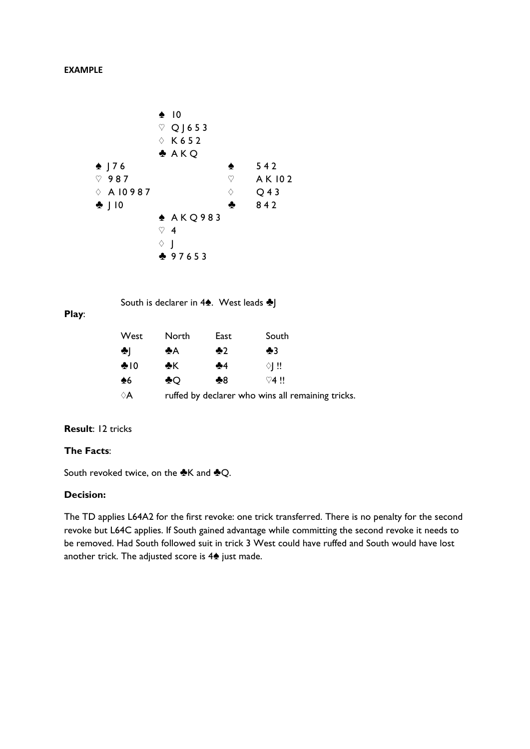**EXAMPLE**

|  | ♠ 10 |  |
| --- | --- | --- |
|  | ♡ Q J 6 5 3 |  |
|  | ◊ K 6 5 2 |  |
|  | ♣ A K Q |  |
| ♠ J 7 6 |  | ♠ 5 4 2 |
| ♡ 9 8 7 |  | ♡ A K 10 2 |
| ◊ A 10 9 8 7 |  | ◊ Q 4 3 |
| ♣ J 10 |  | ♣ 8 4 2 |
|  | ♠ A K Q 9 8 3 |  |
|  | ♡ 4 |  |
|  | ◊ J |  |
|  | ♣ 9 7 6 5 3 |  |

South is declarer in 4♠. West leads ♣J

**Play**:

| West | North | East | South |
| --- | --- | --- | --- |
| ♣J | ♣A | ♣2 | ♣3 |
| ♣10 | ♣K | ♣4 | ◊J !! |
| ♠6 | ♣Q | ♣8 | ♡4 !! |
| ◊A | ruffed by declarer who wins all remaining tricks. | | |

**Result**: 12 tricks

**The Facts**:

South revoked twice, on the ♣K and ♣Q.

**Decision:**

The TD applies L64A2 for the first revoke: one trick transferred. There is no penalty for the second revoke but L64C applies. If South gained advantage while committing the second revoke it needs to be removed. Had South followed suit in trick 3 West could have ruffed and South would have lost another trick. The adjusted score is 4♠ just made.